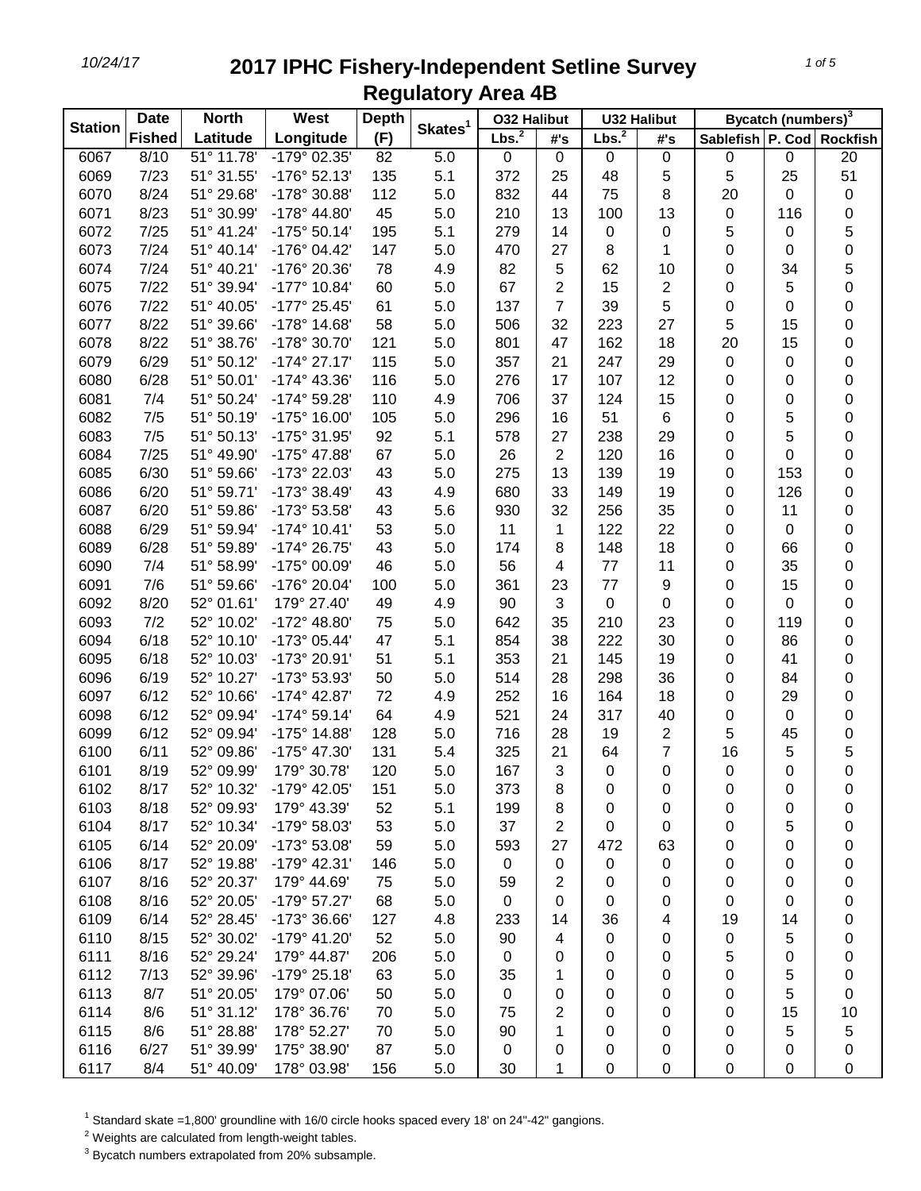# 2017 IPHC Fishery-Independent Setline Survey
## Regulatory Area 4B

| Station | Date | North | West | Depth | Skates[1] | O32 Halibut | | U32 Halibut | | Bycatch (numbers)[3] | | |
|---|---|---|---|---|---|---|---|---|---|---|---|---|
| | Fished | Latitude | Longitude | (F) | | Lbs.[2] | #'s | Lbs.[2] | #'s | Sablefish | P. Cod | Rockfish |
| 6067 | 8/10 | 51° 11.78' | -179° 02.35' | 82 | 5.0 | 0 | 0 | 0 | 0 | 0 | 0 | 20 |
| 6069 | 7/23 | 51° 31.55' | -176° 52.13' | 135 | 5.1 | 372 | 25 | 48 | 5 | 5 | 25 | 51 |
| 6070 | 8/24 | 51° 29.68' | -178° 30.88' | 112 | 5.0 | 832 | 44 | 75 | 8 | 20 | 0 | 0 |
| 6071 | 8/23 | 51° 30.99' | -178° 44.80' | 45 | 5.0 | 210 | 13 | 100 | 13 | 0 | 116 | 0 |
| 6072 | 7/25 | 51° 41.24' | -175° 50.14' | 195 | 5.1 | 279 | 14 | 0 | 0 | 5 | 0 | 5 |
| 6073 | 7/24 | 51° 40.14' | -176° 04.42' | 147 | 5.0 | 470 | 27 | 8 | 1 | 0 | 0 | 0 |
| 6074 | 7/24 | 51° 40.21' | -176° 20.36' | 78 | 4.9 | 82 | 5 | 62 | 10 | 0 | 34 | 5 |
| 6075 | 7/22 | 51° 39.94' | -177° 10.84' | 60 | 5.0 | 67 | 2 | 15 | 2 | 0 | 5 | 0 |
| 6076 | 7/22 | 51° 40.05' | -177° 25.45' | 61 | 5.0 | 137 | 7 | 39 | 5 | 0 | 0 | 0 |
| 6077 | 8/22 | 51° 39.66' | -178° 14.68' | 58 | 5.0 | 506 | 32 | 223 | 27 | 5 | 15 | 0 |
| 6078 | 8/22 | 51° 38.76' | -178° 30.70' | 121 | 5.0 | 801 | 47 | 162 | 18 | 20 | 15 | 0 |
| 6079 | 6/29 | 51° 50.12' | -174° 27.17' | 115 | 5.0 | 357 | 21 | 247 | 29 | 0 | 0 | 0 |
| 6080 | 6/28 | 51° 50.01' | -174° 43.36' | 116 | 5.0 | 276 | 17 | 107 | 12 | 0 | 0 | 0 |
| 6081 | 7/4 | 51° 50.24' | -174° 59.28' | 110 | 4.9 | 706 | 37 | 124 | 15 | 0 | 0 | 0 |
| 6082 | 7/5 | 51° 50.19' | -175° 16.00' | 105 | 5.0 | 296 | 16 | 51 | 6 | 0 | 5 | 0 |
| 6083 | 7/5 | 51° 50.13' | -175° 31.95' | 92 | 5.1 | 578 | 27 | 238 | 29 | 0 | 5 | 0 |
| 6084 | 7/25 | 51° 49.90' | -175° 47.88' | 67 | 5.0 | 26 | 2 | 120 | 16 | 0 | 0 | 0 |
| 6085 | 6/30 | 51° 59.66' | -173° 22.03' | 43 | 5.0 | 275 | 13 | 139 | 19 | 0 | 153 | 0 |
| 6086 | 6/20 | 51° 59.71' | -173° 38.49' | 43 | 4.9 | 680 | 33 | 149 | 19 | 0 | 126 | 0 |
| 6087 | 6/20 | 51° 59.86' | -173° 53.58' | 43 | 5.6 | 930 | 32 | 256 | 35 | 0 | 11 | 0 |
| 6088 | 6/29 | 51° 59.94' | -174° 10.41' | 53 | 5.0 | 11 | 1 | 122 | 22 | 0 | 0 | 0 |
| 6089 | 6/28 | 51° 59.89' | -174° 26.75' | 43 | 5.0 | 174 | 8 | 148 | 18 | 0 | 66 | 0 |
| 6090 | 7/4 | 51° 58.99' | -175° 00.09' | 46 | 5.0 | 56 | 4 | 77 | 11 | 0 | 35 | 0 |
| 6091 | 7/6 | 51° 59.66' | -176° 20.04' | 100 | 5.0 | 361 | 23 | 77 | 9 | 0 | 15 | 0 |
| 6092 | 8/20 | 52° 01.61' | 179° 27.40' | 49 | 4.9 | 90 | 3 | 0 | 0 | 0 | 0 | 0 |
| 6093 | 7/2 | 52° 10.02' | -172° 48.80' | 75 | 5.0 | 642 | 35 | 210 | 23 | 0 | 119 | 0 |
| 6094 | 6/18 | 52° 10.10' | -173° 05.44' | 47 | 5.1 | 854 | 38 | 222 | 30 | 0 | 86 | 0 |
| 6095 | 6/18 | 52° 10.03' | -173° 20.91' | 51 | 5.1 | 353 | 21 | 145 | 19 | 0 | 41 | 0 |
| 6096 | 6/19 | 52° 10.27' | -173° 53.93' | 50 | 5.0 | 514 | 28 | 298 | 36 | 0 | 84 | 0 |
| 6097 | 6/12 | 52° 10.66' | -174° 42.87' | 72 | 4.9 | 252 | 16 | 164 | 18 | 0 | 29 | 0 |
| 6098 | 6/12 | 52° 09.94' | -174° 59.14' | 64 | 4.9 | 521 | 24 | 317 | 40 | 0 | 0 | 0 |
| 6099 | 6/12 | 52° 09.94' | -175° 14.88' | 128 | 5.0 | 716 | 28 | 19 | 2 | 5 | 45 | 0 |
| 6100 | 6/11 | 52° 09.86' | -175° 47.30' | 131 | 5.4 | 325 | 21 | 64 | 7 | 16 | 5 | 5 |
| 6101 | 8/19 | 52° 09.99' | 179° 30.78' | 120 | 5.0 | 167 | 3 | 0 | 0 | 0 | 0 | 0 |
| 6102 | 8/17 | 52° 10.32' | -179° 42.05' | 151 | 5.0 | 373 | 8 | 0 | 0 | 0 | 0 | 0 |
| 6103 | 8/18 | 52° 09.93' | 179° 43.39' | 52 | 5.1 | 199 | 8 | 0 | 0 | 0 | 0 | 0 |
| 6104 | 8/17 | 52° 10.34' | -179° 58.03' | 53 | 5.0 | 37 | 2 | 0 | 0 | 0 | 5 | 0 |
| 6105 | 6/14 | 52° 20.09' | -173° 53.08' | 59 | 5.0 | 593 | 27 | 472 | 63 | 0 | 0 | 0 |
| 6106 | 8/17 | 52° 19.88' | -179° 42.31' | 146 | 5.0 | 0 | 0 | 0 | 0 | 0 | 0 | 0 |
| 6107 | 8/16 | 52° 20.37' | 179° 44.69' | 75 | 5.0 | 59 | 2 | 0 | 0 | 0 | 0 | 0 |
| 6108 | 8/16 | 52° 20.05' | -179° 57.27' | 68 | 5.0 | 0 | 0 | 0 | 0 | 0 | 0 | 0 |
| 6109 | 6/14 | 52° 28.45' | -173° 36.66' | 127 | 4.8 | 233 | 14 | 36 | 4 | 19 | 14 | 0 |
| 6110 | 8/15 | 52° 30.02' | -179° 41.20' | 52 | 5.0 | 90 | 4 | 0 | 0 | 0 | 5 | 0 |
| 6111 | 8/16 | 52° 29.24' | 179° 44.87' | 206 | 5.0 | 0 | 0 | 0 | 0 | 5 | 0 | 0 |
| 6112 | 7/13 | 52° 39.96' | -179° 25.18' | 63 | 5.0 | 35 | 1 | 0 | 0 | 0 | 5 | 0 |
| 6113 | 8/7 | 51° 20.05' | 179° 07.06' | 50 | 5.0 | 0 | 0 | 0 | 0 | 0 | 5 | 0 |
| 6114 | 8/6 | 51° 31.12' | 178° 36.76' | 70 | 5.0 | 75 | 2 | 0 | 0 | 0 | 15 | 10 |
| 6115 | 8/6 | 51° 28.88' | 178° 52.27' | 70 | 5.0 | 90 | 1 | 0 | 0 | 0 | 5 | 5 |
| 6116 | 6/27 | 51° 39.99' | 175° 38.90' | 87 | 5.0 | 0 | 0 | 0 | 0 | 0 | 0 | 0 |
| 6117 | 8/4 | 51° 40.09' | 178° 03.98' | 156 | 5.0 | 30 | 1 | 0 | 0 | 0 | 0 | 0 |

[1] Standard skate =1,800' groundline with 16/0 circle hooks spaced every 18' on 24"-42" gangions.

[2] Weights are calculated from length-weight tables.

[3] Bycatch numbers extrapolated from 20% subsample.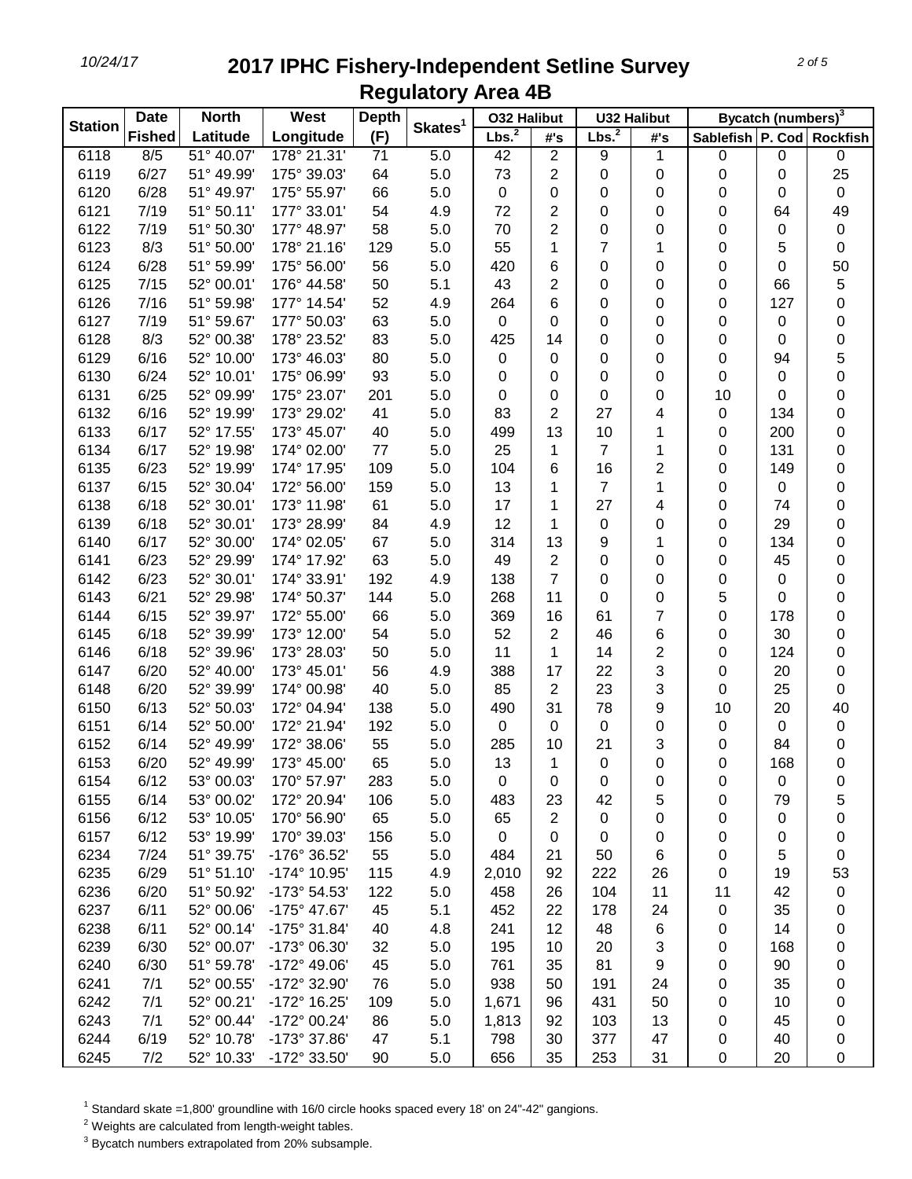# 2017 IPHC Fishery-Independent Setline Survey
## Regulatory Area 4B

| Station | Date Fished | North Latitude | West Longitude | Depth (F) | Skates[1] | O32 Halibut Lbs.[2] | O32 Halibut #'s | U32 Halibut Lbs.[2] | U32 Halibut #'s | Bycatch (numbers)[3] Sablefish | P. Cod | Rockfish |
|---|---|---|---|---|---|---|---|---|---|---|---|---|
| 6118 | 8/5 | 51° 40.07' | 178° 21.31' | 71 | 5.0 | 42 | 2 | 9 | 1 | 0 | 0 | 0 |
| 6119 | 6/27 | 51° 49.99' | 175° 39.03' | 64 | 5.0 | 73 | 2 | 0 | 0 | 0 | 0 | 25 |
| 6120 | 6/28 | 51° 49.97' | 175° 55.97' | 66 | 5.0 | 0 | 0 | 0 | 0 | 0 | 0 | 0 |
| 6121 | 7/19 | 51° 50.11' | 177° 33.01' | 54 | 4.9 | 72 | 2 | 0 | 0 | 0 | 64 | 49 |
| 6122 | 7/19 | 51° 50.30' | 177° 48.97' | 58 | 5.0 | 70 | 2 | 0 | 0 | 0 | 0 | 0 |
| 6123 | 8/3 | 51° 50.00' | 178° 21.16' | 129 | 5.0 | 55 | 1 | 7 | 1 | 0 | 5 | 0 |
| 6124 | 6/28 | 51° 59.99' | 175° 56.00' | 56 | 5.0 | 420 | 6 | 0 | 0 | 0 | 0 | 50 |
| 6125 | 7/15 | 52° 00.01' | 176° 44.58' | 50 | 5.1 | 43 | 2 | 0 | 0 | 0 | 66 | 5 |
| 6126 | 7/16 | 51° 59.98' | 177° 14.54' | 52 | 4.9 | 264 | 6 | 0 | 0 | 0 | 127 | 0 |
| 6127 | 7/19 | 51° 59.67' | 177° 50.03' | 63 | 5.0 | 0 | 0 | 0 | 0 | 0 | 0 | 0 |
| 6128 | 8/3 | 52° 00.38' | 178° 23.52' | 83 | 5.0 | 425 | 14 | 0 | 0 | 0 | 0 | 0 |
| 6129 | 6/16 | 52° 10.00' | 173° 46.03' | 80 | 5.0 | 0 | 0 | 0 | 0 | 0 | 94 | 5 |
| 6130 | 6/24 | 52° 10.01' | 175° 06.99' | 93 | 5.0 | 0 | 0 | 0 | 0 | 0 | 0 | 0 |
| 6131 | 6/25 | 52° 09.99' | 175° 23.07' | 201 | 5.0 | 0 | 0 | 0 | 0 | 10 | 0 | 0 |
| 6132 | 6/16 | 52° 19.99' | 173° 29.02' | 41 | 5.0 | 83 | 2 | 27 | 4 | 0 | 134 | 0 |
| 6133 | 6/17 | 52° 17.55' | 173° 45.07' | 40 | 5.0 | 499 | 13 | 10 | 1 | 0 | 200 | 0 |
| 6134 | 6/17 | 52° 19.98' | 174° 02.00' | 77 | 5.0 | 25 | 1 | 7 | 1 | 0 | 131 | 0 |
| 6135 | 6/23 | 52° 19.99' | 174° 17.95' | 109 | 5.0 | 104 | 6 | 16 | 2 | 0 | 149 | 0 |
| 6137 | 6/15 | 52° 30.04' | 172° 56.00' | 159 | 5.0 | 13 | 1 | 7 | 1 | 0 | 0 | 0 |
| 6138 | 6/18 | 52° 30.01' | 173° 11.98' | 61 | 5.0 | 17 | 1 | 27 | 4 | 0 | 74 | 0 |
| 6139 | 6/18 | 52° 30.01' | 173° 28.99' | 84 | 4.9 | 12 | 1 | 0 | 0 | 0 | 29 | 0 |
| 6140 | 6/17 | 52° 30.00' | 174° 02.05' | 67 | 5.0 | 314 | 13 | 9 | 1 | 0 | 134 | 0 |
| 6141 | 6/23 | 52° 29.99' | 174° 17.92' | 63 | 5.0 | 49 | 2 | 0 | 0 | 0 | 45 | 0 |
| 6142 | 6/23 | 52° 30.01' | 174° 33.91' | 192 | 4.9 | 138 | 7 | 0 | 0 | 0 | 0 | 0 |
| 6143 | 6/21 | 52° 29.98' | 174° 50.37' | 144 | 5.0 | 268 | 11 | 0 | 0 | 5 | 0 | 0 |
| 6144 | 6/15 | 52° 39.97' | 172° 55.00' | 66 | 5.0 | 369 | 16 | 61 | 7 | 0 | 178 | 0 |
| 6145 | 6/18 | 52° 39.99' | 173° 12.00' | 54 | 5.0 | 52 | 2 | 46 | 6 | 0 | 30 | 0 |
| 6146 | 6/18 | 52° 39.96' | 173° 28.03' | 50 | 5.0 | 11 | 1 | 14 | 2 | 0 | 124 | 0 |
| 6147 | 6/20 | 52° 40.00' | 173° 45.01' | 56 | 4.9 | 388 | 17 | 22 | 3 | 0 | 20 | 0 |
| 6148 | 6/20 | 52° 39.99' | 174° 00.98' | 40 | 5.0 | 85 | 2 | 23 | 3 | 0 | 25 | 0 |
| 6150 | 6/13 | 52° 50.03' | 172° 04.94' | 138 | 5.0 | 490 | 31 | 78 | 9 | 10 | 20 | 40 |
| 6151 | 6/14 | 52° 50.00' | 172° 21.94' | 192 | 5.0 | 0 | 0 | 0 | 0 | 0 | 0 | 0 |
| 6152 | 6/14 | 52° 49.99' | 172° 38.06' | 55 | 5.0 | 285 | 10 | 21 | 3 | 0 | 84 | 0 |
| 6153 | 6/20 | 52° 49.99' | 173° 45.00' | 65 | 5.0 | 13 | 1 | 0 | 0 | 0 | 168 | 0 |
| 6154 | 6/12 | 53° 00.03' | 170° 57.97' | 283 | 5.0 | 0 | 0 | 0 | 0 | 0 | 0 | 0 |
| 6155 | 6/14 | 53° 00.02' | 172° 20.94' | 106 | 5.0 | 483 | 23 | 42 | 5 | 0 | 79 | 5 |
| 6156 | 6/12 | 53° 10.05' | 170° 56.90' | 65 | 5.0 | 65 | 2 | 0 | 0 | 0 | 0 | 0 |
| 6157 | 6/12 | 53° 19.99' | 170° 39.03' | 156 | 5.0 | 0 | 0 | 0 | 0 | 0 | 0 | 0 |
| 6234 | 7/24 | 51° 39.75' | -176° 36.52' | 55 | 5.0 | 484 | 21 | 50 | 6 | 0 | 5 | 0 |
| 6235 | 6/29 | 51° 51.10' | -174° 10.95' | 115 | 4.9 | 2,010 | 92 | 222 | 26 | 0 | 19 | 53 |
| 6236 | 6/20 | 51° 50.92' | -173° 54.53' | 122 | 5.0 | 458 | 26 | 104 | 11 | 11 | 42 | 0 |
| 6237 | 6/11 | 52° 00.06' | -175° 47.67' | 45 | 5.1 | 452 | 22 | 178 | 24 | 0 | 35 | 0 |
| 6238 | 6/11 | 52° 00.14' | -175° 31.84' | 40 | 4.8 | 241 | 12 | 48 | 6 | 0 | 14 | 0 |
| 6239 | 6/30 | 52° 00.07' | -173° 06.30' | 32 | 5.0 | 195 | 10 | 20 | 3 | 0 | 168 | 0 |
| 6240 | 6/30 | 51° 59.78' | -172° 49.06' | 45 | 5.0 | 761 | 35 | 81 | 9 | 0 | 90 | 0 |
| 6241 | 7/1 | 52° 00.55' | -172° 32.90' | 76 | 5.0 | 938 | 50 | 191 | 24 | 0 | 35 | 0 |
| 6242 | 7/1 | 52° 00.21' | -172° 16.25' | 109 | 5.0 | 1,671 | 96 | 431 | 50 | 0 | 10 | 0 |
| 6243 | 7/1 | 52° 00.44' | -172° 00.24' | 86 | 5.0 | 1,813 | 92 | 103 | 13 | 0 | 45 | 0 |
| 6244 | 6/19 | 52° 10.78' | -173° 37.86' | 47 | 5.1 | 798 | 30 | 377 | 47 | 0 | 40 | 0 |
| 6245 | 7/2 | 52° 10.33' | -172° 33.50' | 90 | 5.0 | 656 | 35 | 253 | 31 | 0 | 20 | 0 |

[1] Standard skate =1,800' groundline with 16/0 circle hooks spaced every 18' on 24"-42" gangions.

[2] Weights are calculated from length-weight tables.

[3] Bycatch numbers extrapolated from 20% subsample.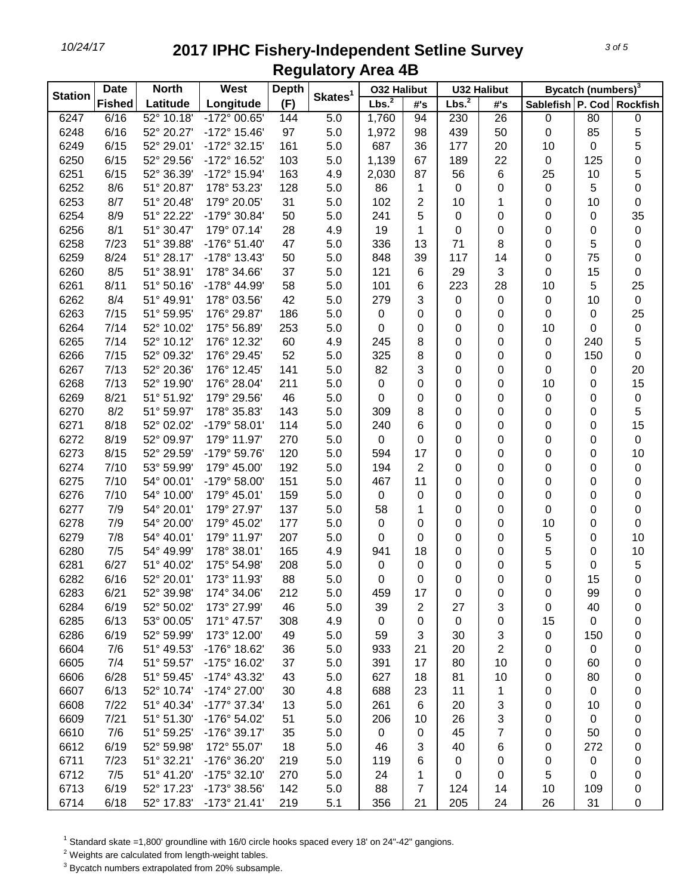# 2017 IPHC Fishery-Independent Setline Survey

## Regulatory Area 4B

| Station | Date Fished | North Latitude | West Longitude | Depth (F) | Skates[1] | O32 Halibut Lbs.[2] | O32 Halibut #'s | U32 Halibut Lbs.[2] | U32 Halibut #'s | Bycatch (numbers)[3] Sablefish | P. Cod | Rockfish |
|---|---|---|---|---|---|---|---|---|---|---|---|---|
| 6247 | 6/16 | 52° 10.18' | -172° 00.65' | 144 | 5.0 | 1,760 | 94 | 230 | 26 | 0 | 80 | 0 |
| 6248 | 6/16 | 52° 20.27' | -172° 15.46' | 97 | 5.0 | 1,972 | 98 | 439 | 50 | 0 | 85 | 5 |
| 6249 | 6/15 | 52° 29.01' | -172° 32.15' | 161 | 5.0 | 687 | 36 | 177 | 20 | 10 | 0 | 5 |
| 6250 | 6/15 | 52° 29.56' | -172° 16.52' | 103 | 5.0 | 1,139 | 67 | 189 | 22 | 0 | 125 | 0 |
| 6251 | 6/15 | 52° 36.39' | -172° 15.94' | 163 | 4.9 | 2,030 | 87 | 56 | 6 | 25 | 10 | 5 |
| 6252 | 8/6 | 51° 20.87' | 178° 53.23' | 128 | 5.0 | 86 | 1 | 0 | 0 | 0 | 5 | 0 |
| 6253 | 8/7 | 51° 20.48' | 179° 20.05' | 31 | 5.0 | 102 | 2 | 10 | 1 | 0 | 10 | 0 |
| 6254 | 8/9 | 51° 22.22' | -179° 30.84' | 50 | 5.0 | 241 | 5 | 0 | 0 | 0 | 0 | 35 |
| 6256 | 8/1 | 51° 30.47' | 179° 07.14' | 28 | 4.9 | 19 | 1 | 0 | 0 | 0 | 0 | 0 |
| 6258 | 7/23 | 51° 39.88' | -176° 51.40' | 47 | 5.0 | 336 | 13 | 71 | 8 | 0 | 5 | 0 |
| 6259 | 8/24 | 51° 28.17' | -178° 13.43' | 50 | 5.0 | 848 | 39 | 117 | 14 | 0 | 75 | 0 |
| 6260 | 8/5 | 51° 38.91' | 178° 34.66' | 37 | 5.0 | 121 | 6 | 29 | 3 | 0 | 15 | 0 |
| 6261 | 8/11 | 51° 50.16' | -178° 44.99' | 58 | 5.0 | 101 | 6 | 223 | 28 | 10 | 5 | 25 |
| 6262 | 8/4 | 51° 49.91' | 178° 03.56' | 42 | 5.0 | 279 | 3 | 0 | 0 | 0 | 10 | 0 |
| 6263 | 7/15 | 51° 59.95' | 176° 29.87' | 186 | 5.0 | 0 | 0 | 0 | 0 | 0 | 0 | 25 |
| 6264 | 7/14 | 52° 10.02' | 175° 56.89' | 253 | 5.0 | 0 | 0 | 0 | 0 | 10 | 0 | 0 |
| 6265 | 7/14 | 52° 10.12' | 176° 12.32' | 60 | 4.9 | 245 | 8 | 0 | 0 | 0 | 240 | 5 |
| 6266 | 7/15 | 52° 09.32' | 176° 29.45' | 52 | 5.0 | 325 | 8 | 0 | 0 | 0 | 150 | 0 |
| 6267 | 7/13 | 52° 20.36' | 176° 12.45' | 141 | 5.0 | 82 | 3 | 0 | 0 | 0 | 0 | 20 |
| 6268 | 7/13 | 52° 19.90' | 176° 28.04' | 211 | 5.0 | 0 | 0 | 0 | 0 | 10 | 0 | 15 |
| 6269 | 8/21 | 51° 51.92' | 179° 29.56' | 46 | 5.0 | 0 | 0 | 0 | 0 | 0 | 0 | 0 |
| 6270 | 8/2 | 51° 59.97' | 178° 35.83' | 143 | 5.0 | 309 | 8 | 0 | 0 | 0 | 0 | 5 |
| 6271 | 8/18 | 52° 02.02' | -179° 58.01' | 114 | 5.0 | 240 | 6 | 0 | 0 | 0 | 0 | 15 |
| 6272 | 8/19 | 52° 09.97' | 179° 11.97' | 270 | 5.0 | 0 | 0 | 0 | 0 | 0 | 0 | 0 |
| 6273 | 8/15 | 52° 29.59' | -179° 59.76' | 120 | 5.0 | 594 | 17 | 0 | 0 | 0 | 0 | 10 |
| 6274 | 7/10 | 53° 59.99' | 179° 45.00' | 192 | 5.0 | 194 | 2 | 0 | 0 | 0 | 0 | 0 |
| 6275 | 7/10 | 54° 00.01' | -179° 58.00' | 151 | 5.0 | 467 | 11 | 0 | 0 | 0 | 0 | 0 |
| 6276 | 7/10 | 54° 10.00' | 179° 45.01' | 159 | 5.0 | 0 | 0 | 0 | 0 | 0 | 0 | 0 |
| 6277 | 7/9 | 54° 20.01' | 179° 27.97' | 137 | 5.0 | 58 | 1 | 0 | 0 | 0 | 0 | 0 |
| 6278 | 7/9 | 54° 20.00' | 179° 45.02' | 177 | 5.0 | 0 | 0 | 0 | 0 | 10 | 0 | 0 |
| 6279 | 7/8 | 54° 40.01' | 179° 11.97' | 207 | 5.0 | 0 | 0 | 0 | 0 | 5 | 0 | 10 |
| 6280 | 7/5 | 54° 49.99' | 178° 38.01' | 165 | 4.9 | 941 | 18 | 0 | 0 | 5 | 0 | 10 |
| 6281 | 6/27 | 51° 40.02' | 175° 54.98' | 208 | 5.0 | 0 | 0 | 0 | 0 | 5 | 0 | 5 |
| 6282 | 6/16 | 52° 20.01' | 173° 11.93' | 88 | 5.0 | 0 | 0 | 0 | 0 | 0 | 15 | 0 |
| 6283 | 6/21 | 52° 39.98' | 174° 34.06' | 212 | 5.0 | 459 | 17 | 0 | 0 | 0 | 99 | 0 |
| 6284 | 6/19 | 52° 50.02' | 173° 27.99' | 46 | 5.0 | 39 | 2 | 27 | 3 | 0 | 40 | 0 |
| 6285 | 6/13 | 53° 00.05' | 171° 47.57' | 308 | 4.9 | 0 | 0 | 0 | 0 | 15 | 0 | 0 |
| 6286 | 6/19 | 52° 59.99' | 173° 12.00' | 49 | 5.0 | 59 | 3 | 30 | 3 | 0 | 150 | 0 |
| 6604 | 7/6 | 51° 49.53' | -176° 18.62' | 36 | 5.0 | 933 | 21 | 20 | 2 | 0 | 0 | 0 |
| 6605 | 7/4 | 51° 59.57' | -175° 16.02' | 37 | 5.0 | 391 | 17 | 80 | 10 | 0 | 60 | 0 |
| 6606 | 6/28 | 51° 59.45' | -174° 43.32' | 43 | 5.0 | 627 | 18 | 81 | 10 | 0 | 80 | 0 |
| 6607 | 6/13 | 52° 10.74' | -174° 27.00' | 30 | 4.8 | 688 | 23 | 11 | 1 | 0 | 0 | 0 |
| 6608 | 7/22 | 51° 40.34' | -177° 37.34' | 13 | 5.0 | 261 | 6 | 20 | 3 | 0 | 10 | 0 |
| 6609 | 7/21 | 51° 51.30' | -176° 54.02' | 51 | 5.0 | 206 | 10 | 26 | 3 | 0 | 0 | 0 |
| 6610 | 7/6 | 51° 59.25' | -176° 39.17' | 35 | 5.0 | 0 | 0 | 45 | 7 | 0 | 50 | 0 |
| 6612 | 6/19 | 52° 59.98' | 172° 55.07' | 18 | 5.0 | 46 | 3 | 40 | 6 | 0 | 272 | 0 |
| 6711 | 7/23 | 51° 32.21' | -176° 36.20' | 219 | 5.0 | 119 | 6 | 0 | 0 | 0 | 0 | 0 |
| 6712 | 7/5 | 51° 41.20' | -175° 32.10' | 270 | 5.0 | 24 | 1 | 0 | 0 | 5 | 0 | 0 |
| 6713 | 6/19 | 52° 17.23' | -173° 38.56' | 142 | 5.0 | 88 | 7 | 124 | 14 | 10 | 109 | 0 |
| 6714 | 6/18 | 52° 17.83' | -173° 21.41' | 219 | 5.1 | 356 | 21 | 205 | 24 | 26 | 31 | 0 |

[1] Standard skate =1,800' groundline with 16/0 circle hooks spaced every 18' on 24"-42" gangions.

[2] Weights are calculated from length-weight tables.

[3] Bycatch numbers extrapolated from 20% subsample.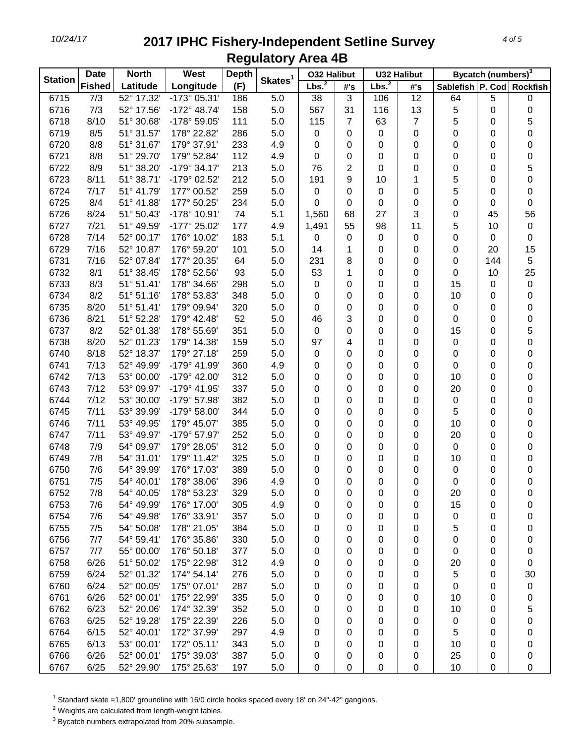# 2017 IPHC Fishery-Independent Setline Survey

## Regulatory Area 4B

| Station | Date Fished | North Latitude | West Longitude | Depth (F) | Skates[1] | O32 Halibut Lbs.[2] | O32 Halibut #'s | U32 Halibut Lbs.[2] | U32 Halibut #'s | Bycatch (numbers)[3] Sablefish | P. Cod | Rockfish |
|---|---|---|---|---|---|---|---|---|---|---|---|---|
| 6715 | 7/3 | 52° 17.32' | -173° 05.31' | 186 | 5.0 | 38 | 3 | 106 | 12 | 64 | 5 | 0 |
| 6716 | 7/3 | 52° 17.56' | -172° 48.74' | 158 | 5.0 | 567 | 31 | 116 | 13 | 5 | 0 | 0 |
| 6718 | 8/10 | 51° 30.68' | -178° 59.05' | 111 | 5.0 | 115 | 7 | 63 | 7 | 5 | 0 | 5 |
| 6719 | 8/5 | 51° 31.57' | 178° 22.82' | 286 | 5.0 | 0 | 0 | 0 | 0 | 0 | 0 | 0 |
| 6720 | 8/8 | 51° 31.67' | 179° 37.91' | 233 | 4.9 | 0 | 0 | 0 | 0 | 0 | 0 | 0 |
| 6721 | 8/8 | 51° 29.70' | 179° 52.84' | 112 | 4.9 | 0 | 0 | 0 | 0 | 0 | 0 | 0 |
| 6722 | 8/9 | 51° 38.20' | -179° 34.17' | 213 | 5.0 | 76 | 2 | 0 | 0 | 0 | 0 | 5 |
| 6723 | 8/11 | 51° 38.71' | -179° 02.52' | 212 | 5.0 | 191 | 9 | 10 | 1 | 5 | 0 | 0 |
| 6724 | 7/17 | 51° 41.79' | 177° 00.52' | 259 | 5.0 | 0 | 0 | 0 | 0 | 5 | 0 | 0 |
| 6725 | 8/4 | 51° 41.88' | 177° 50.25' | 234 | 5.0 | 0 | 0 | 0 | 0 | 0 | 0 | 0 |
| 6726 | 8/24 | 51° 50.43' | -178° 10.91' | 74 | 5.1 | 1,560 | 68 | 27 | 3 | 0 | 45 | 56 |
| 6727 | 7/21 | 51° 49.59' | -177° 25.02' | 177 | 4.9 | 1,491 | 55 | 98 | 11 | 5 | 10 | 0 |
| 6728 | 7/14 | 52° 00.17' | 176° 10.02' | 183 | 5.1 | 0 | 0 | 0 | 0 | 0 | 0 | 0 |
| 6729 | 7/16 | 52° 10.87' | 176° 59.20' | 101 | 5.0 | 14 | 1 | 0 | 0 | 0 | 20 | 15 |
| 6731 | 7/16 | 52° 07.84' | 177° 20.35' | 64 | 5.0 | 231 | 8 | 0 | 0 | 0 | 144 | 5 |
| 6732 | 8/1 | 51° 38.45' | 178° 52.56' | 93 | 5.0 | 53 | 1 | 0 | 0 | 0 | 10 | 25 |
| 6733 | 8/3 | 51° 51.41' | 178° 34.66' | 298 | 5.0 | 0 | 0 | 0 | 0 | 15 | 0 | 0 |
| 6734 | 8/2 | 51° 51.16' | 178° 53.83' | 348 | 5.0 | 0 | 0 | 0 | 0 | 10 | 0 | 0 |
| 6735 | 8/20 | 51° 51.41' | 179° 09.94' | 320 | 5.0 | 0 | 0 | 0 | 0 | 0 | 0 | 0 |
| 6736 | 8/21 | 51° 52.28' | 179° 42.48' | 52 | 5.0 | 46 | 3 | 0 | 0 | 0 | 0 | 0 |
| 6737 | 8/2 | 52° 01.38' | 178° 55.69' | 351 | 5.0 | 0 | 0 | 0 | 0 | 15 | 0 | 5 |
| 6738 | 8/20 | 52° 01.23' | 179° 14.38' | 159 | 5.0 | 97 | 4 | 0 | 0 | 0 | 0 | 0 |
| 6740 | 8/18 | 52° 18.37' | 179° 27.18' | 259 | 5.0 | 0 | 0 | 0 | 0 | 0 | 0 | 0 |
| 6741 | 7/13 | 52° 49.99' | -179° 41.99' | 360 | 4.9 | 0 | 0 | 0 | 0 | 0 | 0 | 0 |
| 6742 | 7/13 | 53° 00.00' | -179° 42.00' | 312 | 5.0 | 0 | 0 | 0 | 0 | 10 | 0 | 0 |
| 6743 | 7/12 | 53° 09.97' | -179° 41.95' | 337 | 5.0 | 0 | 0 | 0 | 0 | 20 | 0 | 0 |
| 6744 | 7/12 | 53° 30.00' | -179° 57.98' | 382 | 5.0 | 0 | 0 | 0 | 0 | 0 | 0 | 0 |
| 6745 | 7/11 | 53° 39.99' | -179° 58.00' | 344 | 5.0 | 0 | 0 | 0 | 0 | 5 | 0 | 0 |
| 6746 | 7/11 | 53° 49.95' | 179° 45.07' | 385 | 5.0 | 0 | 0 | 0 | 0 | 10 | 0 | 0 |
| 6747 | 7/11 | 53° 49.97' | -179° 57.97' | 252 | 5.0 | 0 | 0 | 0 | 0 | 20 | 0 | 0 |
| 6748 | 7/9 | 54° 09.97' | 179° 28.05' | 312 | 5.0 | 0 | 0 | 0 | 0 | 0 | 0 | 0 |
| 6749 | 7/8 | 54° 31.01' | 179° 11.42' | 325 | 5.0 | 0 | 0 | 0 | 0 | 10 | 0 | 0 |
| 6750 | 7/6 | 54° 39.99' | 176° 17.03' | 389 | 5.0 | 0 | 0 | 0 | 0 | 0 | 0 | 0 |
| 6751 | 7/5 | 54° 40.01' | 178° 38.06' | 396 | 4.9 | 0 | 0 | 0 | 0 | 0 | 0 | 0 |
| 6752 | 7/8 | 54° 40.05' | 178° 53.23' | 329 | 5.0 | 0 | 0 | 0 | 0 | 20 | 0 | 0 |
| 6753 | 7/6 | 54° 49.99' | 176° 17.00' | 305 | 4.9 | 0 | 0 | 0 | 0 | 15 | 0 | 0 |
| 6754 | 7/6 | 54° 49.98' | 176° 33.91' | 357 | 5.0 | 0 | 0 | 0 | 0 | 0 | 0 | 0 |
| 6755 | 7/5 | 54° 50.08' | 178° 21.05' | 384 | 5.0 | 0 | 0 | 0 | 0 | 5 | 0 | 0 |
| 6756 | 7/7 | 54° 59.41' | 176° 35.86' | 330 | 5.0 | 0 | 0 | 0 | 0 | 0 | 0 | 0 |
| 6757 | 7/7 | 55° 00.00' | 176° 50.18' | 377 | 5.0 | 0 | 0 | 0 | 0 | 0 | 0 | 0 |
| 6758 | 6/26 | 51° 50.02' | 175° 22.98' | 312 | 4.9 | 0 | 0 | 0 | 0 | 20 | 0 | 0 |
| 6759 | 6/24 | 52° 01.32' | 174° 54.14' | 276 | 5.0 | 0 | 0 | 0 | 0 | 5 | 0 | 30 |
| 6760 | 6/24 | 52° 00.05' | 175° 07.01' | 287 | 5.0 | 0 | 0 | 0 | 0 | 0 | 0 | 0 |
| 6761 | 6/26 | 52° 00.01' | 175° 22.99' | 335 | 5.0 | 0 | 0 | 0 | 0 | 10 | 0 | 0 |
| 6762 | 6/23 | 52° 20.06' | 174° 32.39' | 352 | 5.0 | 0 | 0 | 0 | 0 | 10 | 0 | 5 |
| 6763 | 6/25 | 52° 19.28' | 175° 22.39' | 226 | 5.0 | 0 | 0 | 0 | 0 | 0 | 0 | 0 |
| 6764 | 6/15 | 52° 40.01' | 172° 37.99' | 297 | 4.9 | 0 | 0 | 0 | 0 | 5 | 0 | 0 |
| 6765 | 6/13 | 53° 00.01' | 172° 05.11' | 343 | 5.0 | 0 | 0 | 0 | 0 | 10 | 0 | 0 |
| 6766 | 6/26 | 52° 00.01' | 175° 39.03' | 387 | 5.0 | 0 | 0 | 0 | 0 | 25 | 0 | 0 |
| 6767 | 6/25 | 52° 29.90' | 175° 25.63' | 197 | 5.0 | 0 | 0 | 0 | 0 | 10 | 0 | 0 |

[1] Standard skate =1,800' groundline with 16/0 circle hooks spaced every 18' on 24"-42" gangions.

[2] Weights are calculated from length-weight tables.

[3] Bycatch numbers extrapolated from 20% subsample.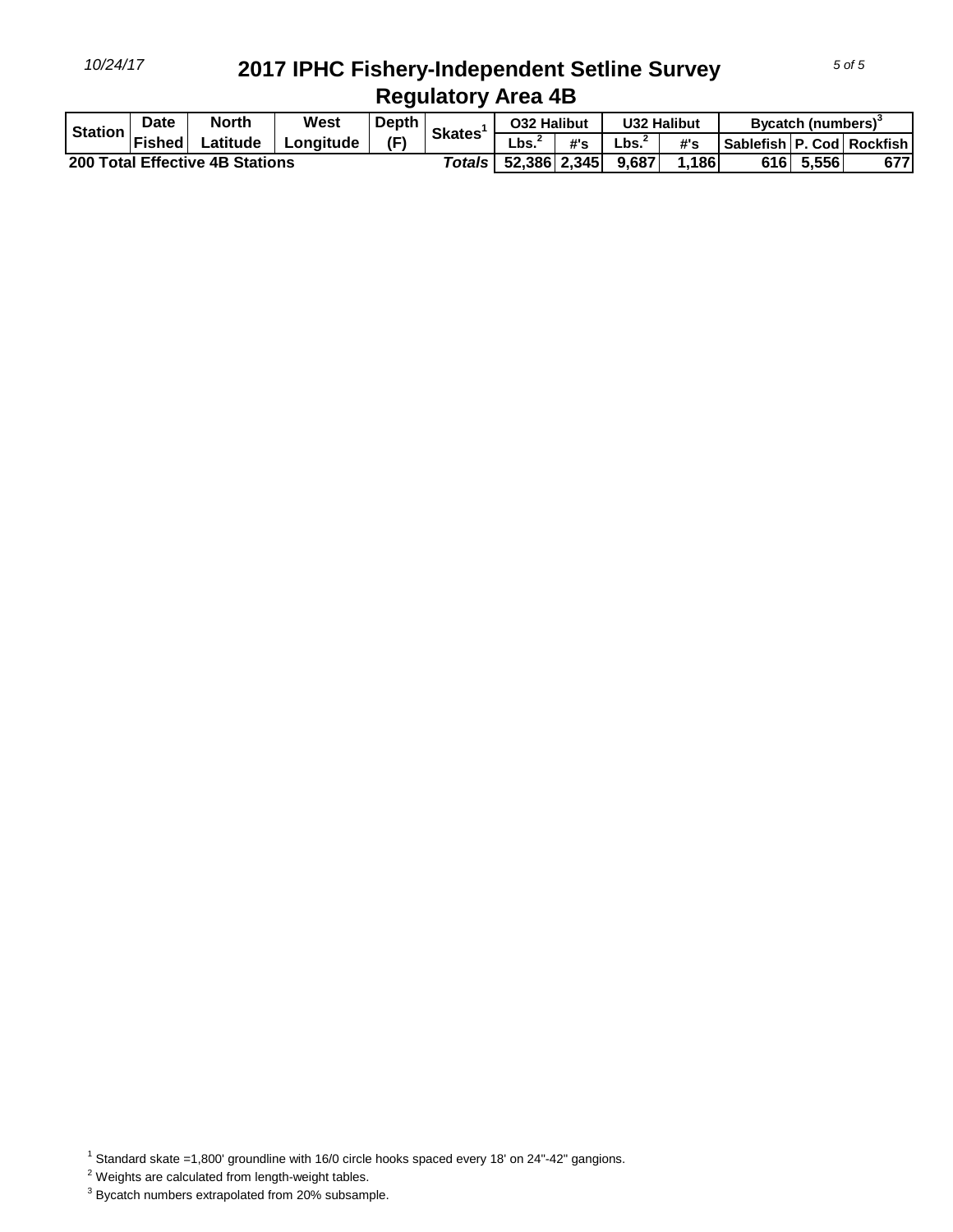# 2017 IPHC Fishery-Independent Setline Survey
## Regulatory Area 4B

| Station | Date Fished | North Latitude | West Longitude | Depth (F) | Skates[1] | O32 Halibut | | U32 Halibut | | Bycatch (numbers)[3] | | |
|---|---|---|---|---|---|---|---|---|---|---|---|---|
| | | | | | | Lbs.[2] | #'s | Lbs.[2] | #'s | Sablefish | P. Cod | Rockfish |
| **200 Total Effective 4B Stations** | | | | | ***Totals*** | **52,386** | **2,345** | **9,687** | **1,186** | **616** | **5,556** | **677** |

[1] Standard skate =1,800' groundline with 16/0 circle hooks spaced every 18' on 24"-42" gangions.
[2] Weights are calculated from length-weight tables.
[3] Bycatch numbers extrapolated from 20% subsample.